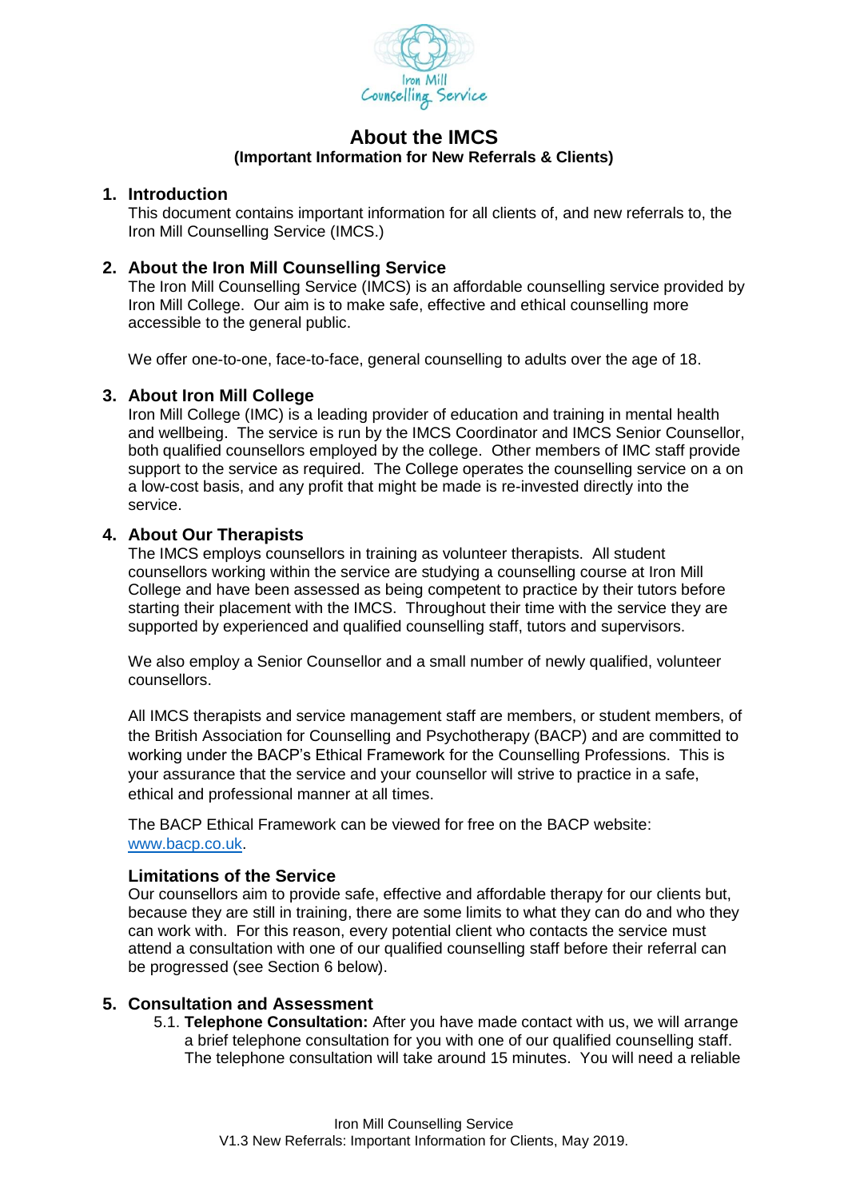Iron Mill Counselling Service

# About the IMCS

**(Important Information for New Referrals & Clients)**

## 1. Introduction

This document contains important information for all clients of, and new referrals to, the Iron Mill Counselling Service (IMCS.)

## 2. About the Iron Mill Counselling Service

The Iron Mill Counselling Service (IMCS) is an affordable counselling service provided by Iron Mill College. Our aim is to make safe, effective and ethical counselling more accessible to the general public.

We offer one-to-one, face-to-face, general counselling to adults over the age of 18.

## 3. About Iron Mill College

Iron Mill College (IMC) is a leading provider of education and training in mental health and wellbeing. The service is run by the IMCS Coordinator and IMCS Senior Counsellor, both qualified counsellors employed by the college. Other members of IMC staff provide support to the service as required. The College operates the counselling service on a on a low-cost basis, and any profit that might be made is re-invested directly into the service.

## 4. About Our Therapists

The IMCS employs counsellors in training as volunteer therapists. All student counsellors working within the service are studying a counselling course at Iron Mill College and have been assessed as being competent to practice by their tutors before starting their placement with the IMCS. Throughout their time with the service they are supported by experienced and qualified counselling staff, tutors and supervisors.

We also employ a Senior Counsellor and a small number of newly qualified, volunteer counsellors.

All IMCS therapists and service management staff are members, or student members, of the British Association for Counselling and Psychotherapy (BACP) and are committed to working under the BACP's Ethical Framework for the Counselling Professions. This is your assurance that the service and your counsellor will strive to practice in a safe, ethical and professional manner at all times.

The BACP Ethical Framework can be viewed for free on the BACP website: [www.bacp.co.uk](http://www.bacp.co.uk).

### Limitations of the Service

Our counsellors aim to provide safe, effective and affordable therapy for our clients but, because they are still in training, there are some limits to what they can do and who they can work with. For this reason, every potential client who contacts the service must attend a consultation with one of our qualified counselling staff before their referral can be progressed (see Section 6 below).

## 5. Consultation and Assessment

5.1. **Telephone Consultation:** After you have made contact with us, we will arrange a brief telephone consultation for you with one of our qualified counselling staff. The telephone consultation will take around 15 minutes. You will need a reliable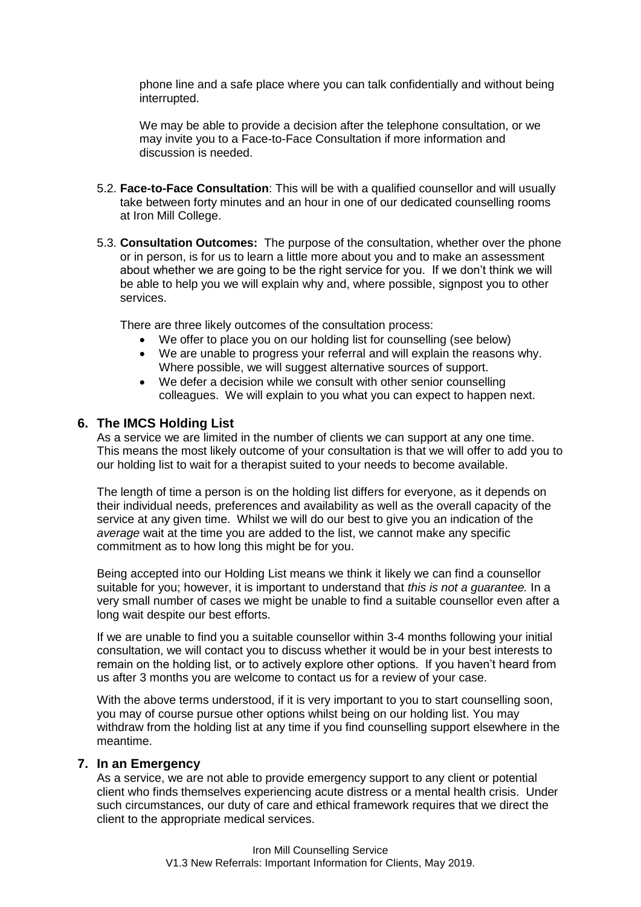phone line and a safe place where you can talk confidentially and without being interrupted.

We may be able to provide a decision after the telephone consultation, or we may invite you to a Face-to-Face Consultation if more information and discussion is needed.

5.2. **Face-to-Face Consultation**: This will be with a qualified counsellor and will usually take between forty minutes and an hour in one of our dedicated counselling rooms at Iron Mill College.

5.3. **Consultation Outcomes:** The purpose of the consultation, whether over the phone or in person, is for us to learn a little more about you and to make an assessment about whether we are going to be the right service for you. If we don't think we will be able to help you we will explain why and, where possible, signpost you to other services.

There are three likely outcomes of the consultation process:

- We offer to place you on our holding list for counselling (see below)
- We are unable to progress your referral and will explain the reasons why. Where possible, we will suggest alternative sources of support.
- We defer a decision while we consult with other senior counselling colleagues. We will explain to you what you can expect to happen next.

## 6. The IMCS Holding List

As a service we are limited in the number of clients we can support at any one time. This means the most likely outcome of your consultation is that we will offer to add you to our holding list to wait for a therapist suited to your needs to become available.

The length of time a person is on the holding list differs for everyone, as it depends on their individual needs, preferences and availability as well as the overall capacity of the service at any given time. Whilst we will do our best to give you an indication of the *average* wait at the time you are added to the list, we cannot make any specific commitment as to how long this might be for you.

Being accepted into our Holding List means we think it likely we can find a counsellor suitable for you; however, it is important to understand that *this is not a guarantee.* In a very small number of cases we might be unable to find a suitable counsellor even after a long wait despite our best efforts.

If we are unable to find you a suitable counsellor within 3-4 months following your initial consultation, we will contact you to discuss whether it would be in your best interests to remain on the holding list, or to actively explore other options. If you haven't heard from us after 3 months you are welcome to contact us for a review of your case.

With the above terms understood, if it is very important to you to start counselling soon, you may of course pursue other options whilst being on our holding list. You may withdraw from the holding list at any time if you find counselling support elsewhere in the meantime.

## 7. In an Emergency

As a service, we are not able to provide emergency support to any client or potential client who finds themselves experiencing acute distress or a mental health crisis. Under such circumstances, our duty of care and ethical framework requires that we direct the client to the appropriate medical services.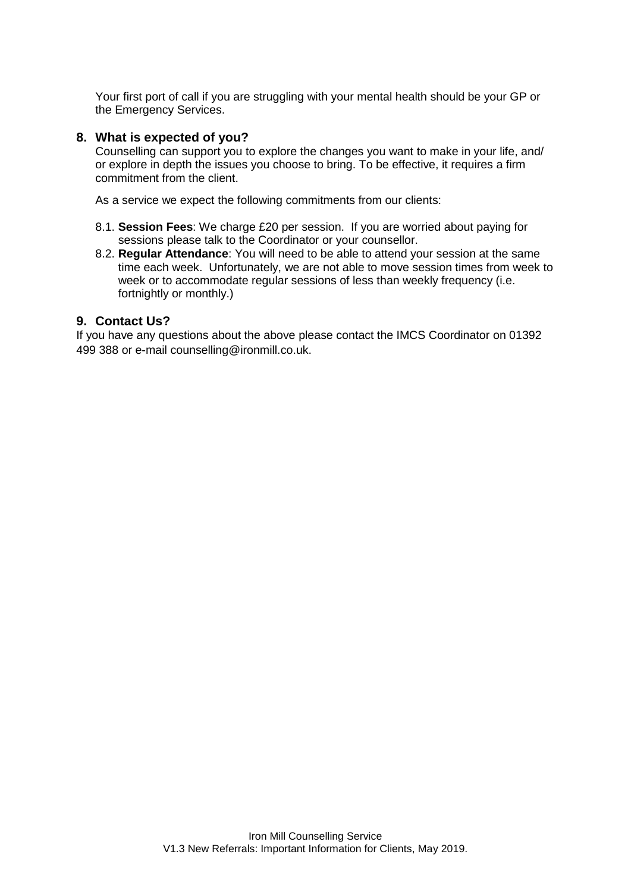Your first port of call if you are struggling with your mental health should be your GP or the Emergency Services.

## 8. What is expected of you?

Counselling can support you to explore the changes you want to make in your life, and/ or explore in depth the issues you choose to bring. To be effective, it requires a firm commitment from the client.

As a service we expect the following commitments from our clients:

8.1. **Session Fees**: We charge £20 per session. If you are worried about paying for sessions please talk to the Coordinator or your counsellor.

8.2. **Regular Attendance**: You will need to be able to attend your session at the same time each week. Unfortunately, we are not able to move session times from week to week or to accommodate regular sessions of less than weekly frequency (i.e. fortnightly or monthly.)

## 9. Contact Us?

If you have any questions about the above please contact the IMCS Coordinator on 01392 499 388 or e-mail counselling@ironmill.co.uk.